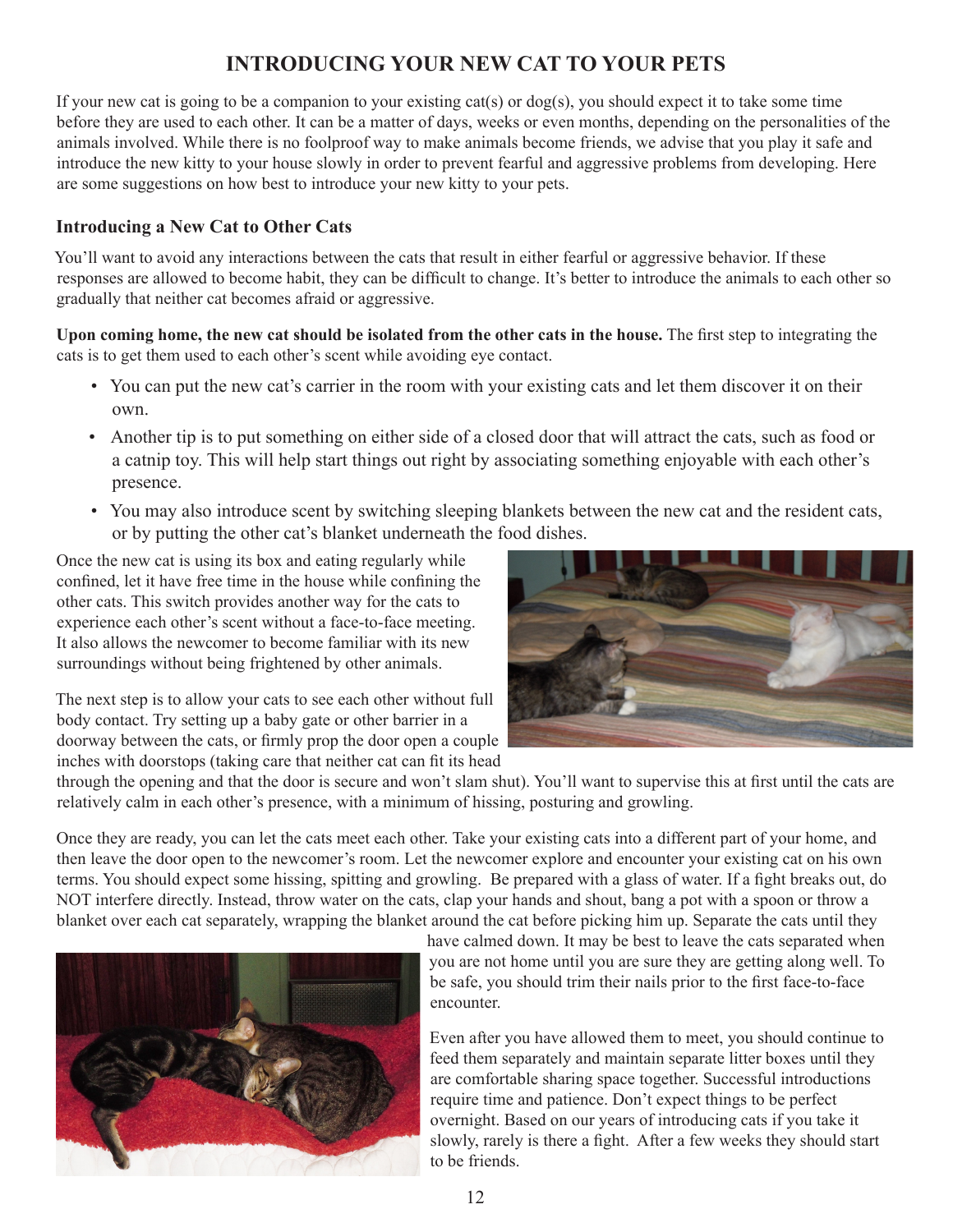# INTRODUCING YOUR NEW CAT TO YOUR PETS

If your new cat is going to be a companion to your existing cat(s) or dog(s), you should expect it to take some time before they are used to each other. It can be a matter of days, weeks or even months, depending on the personalities of the animals involved. While there is no foolproof way to make animals become friends, we advise that you play it safe and introduce the new kitty to your house slowly in order to prevent fearful and aggressive problems from developing. Here are some suggestions on how best to introduce your new kitty to your pets.

## Introducing a New Cat to Other Cats

You'll want to avoid any interactions between the cats that result in either fearful or aggressive behavior. If these responses are allowed to become habit, they can be difficult to change. It's better to introduce the animals to each other so gradually that neither cat becomes afraid or aggressive.

**Upon coming home, the new cat should be isolated from the other cats in the house.** The first step to integrating the cats is to get them used to each other's scent while avoiding eye contact.

- You can put the new cat's carrier in the room with your existing cats and let them discover it on their own.
- Another tip is to put something on either side of a closed door that will attract the cats, such as food or a catnip toy. This will help start things out right by associating something enjoyable with each other's presence.
- You may also introduce scent by switching sleeping blankets between the new cat and the resident cats, or by putting the other cat's blanket underneath the food dishes.

Once the new cat is using its box and eating regularly while confined, let it have free time in the house while confining the other cats. This switch provides another way for the cats to experience each other's scent without a face-to-face meeting. It also allows the newcomer to become familiar with its new surroundings without being frightened by other animals.

The next step is to allow your cats to see each other without full body contact. Try setting up a baby gate or other barrier in a doorway between the cats, or firmly prop the door open a couple inches with doorstops (taking care that neither cat can fit its head through the opening and that the door is secure and won't slam shut). You'll want to supervise this at first until the cats are relatively calm in each other's presence, with a minimum of hissing, posturing and growling.

Once they are ready, you can let the cats meet each other. Take your existing cats into a different part of your home, and then leave the door open to the newcomer's room. Let the newcomer explore and encounter your existing cat on his own terms. You should expect some hissing, spitting and growling. Be prepared with a glass of water. If a fight breaks out, do NOT interfere directly. Instead, throw water on the cats, clap your hands and shout, bang a pot with a spoon or throw a blanket over each cat separately, wrapping the blanket around the cat before picking him up. Separate the cats until they have calmed down. It may be best to leave the cats separated when you are not home until you are sure they are getting along well. To be safe, you should trim their nails prior to the first face-to-face encounter.

Even after you have allowed them to meet, you should continue to feed them separately and maintain separate litter boxes until they are comfortable sharing space together. Successful introductions require time and patience. Don't expect things to be perfect overnight. Based on our years of introducing cats if you take it slowly, rarely is there a fight. After a few weeks they should start to be friends.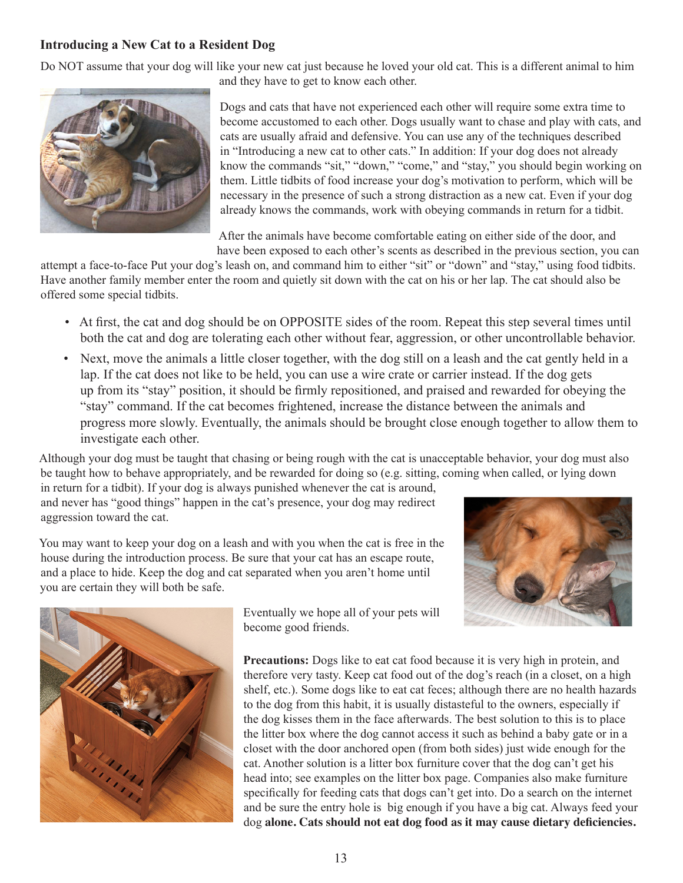## Introducing a New Cat to a Resident Dog

Do NOT assume that your dog will like your new cat just because he loved your old cat. This is a different animal to him and they have to get to know each other.

Dogs and cats that have not experienced each other will require some extra time to become accustomed to each other. Dogs usually want to chase and play with cats, and cats are usually afraid and defensive. You can use any of the techniques described in "Introducing a new cat to other cats." In addition: If your dog does not already know the commands "sit," "down," "come," and "stay," you should begin working on them. Little tidbits of food increase your dog's motivation to perform, which will be necessary in the presence of such a strong distraction as a new cat. Even if your dog already knows the commands, work with obeying commands in return for a tidbit.

After the animals have become comfortable eating on either side of the door, and have been exposed to each other's scents as described in the previous section, you can attempt a face-to-face Put your dog's leash on, and command him to either "sit" or "down" and "stay," using food tidbits. Have another family member enter the room and quietly sit down with the cat on his or her lap. The cat should also be offered some special tidbits.

- At first, the cat and dog should be on OPPOSITE sides of the room. Repeat this step several times until both the cat and dog are tolerating each other without fear, aggression, or other uncontrollable behavior.
- Next, move the animals a little closer together, with the dog still on a leash and the cat gently held in a lap. If the cat does not like to be held, you can use a wire crate or carrier instead. If the dog gets up from its "stay" position, it should be firmly repositioned, and praised and rewarded for obeying the "stay" command. If the cat becomes frightened, increase the distance between the animals and progress more slowly. Eventually, the animals should be brought close enough together to allow them to investigate each other.

Although your dog must be taught that chasing or being rough with the cat is unacceptable behavior, your dog must also be taught how to behave appropriately, and be rewarded for doing so (e.g. sitting, coming when called, or lying down in return for a tidbit). If your dog is always punished whenever the cat is around, and never has "good things" happen in the cat's presence, your dog may redirect aggression toward the cat.

You may want to keep your dog on a leash and with you when the cat is free in the house during the introduction process. Be sure that your cat has an escape route, and a place to hide. Keep the dog and cat separated when you aren't home until you are certain they will both be safe.

Eventually we hope all of your pets will become good friends.

**Precautions:** Dogs like to eat cat food because it is very high in protein, and therefore very tasty. Keep cat food out of the dog's reach (in a closet, on a high shelf, etc.). Some dogs like to eat cat feces; although there are no health hazards to the dog from this habit, it is usually distasteful to the owners, especially if the dog kisses them in the face afterwards. The best solution to this is to place the litter box where the dog cannot access it such as behind a baby gate or in a closet with the door anchored open (from both sides) just wide enough for the cat. Another solution is a litter box furniture cover that the dog can't get his head into; see examples on the litter box page. Companies also make furniture specifically for feeding cats that dogs can't get into. Do a search on the internet and be sure the entry hole is big enough if you have a big cat. Always feed your dog **alone. Cats should not eat dog food as it may cause dietary deficiencies.**